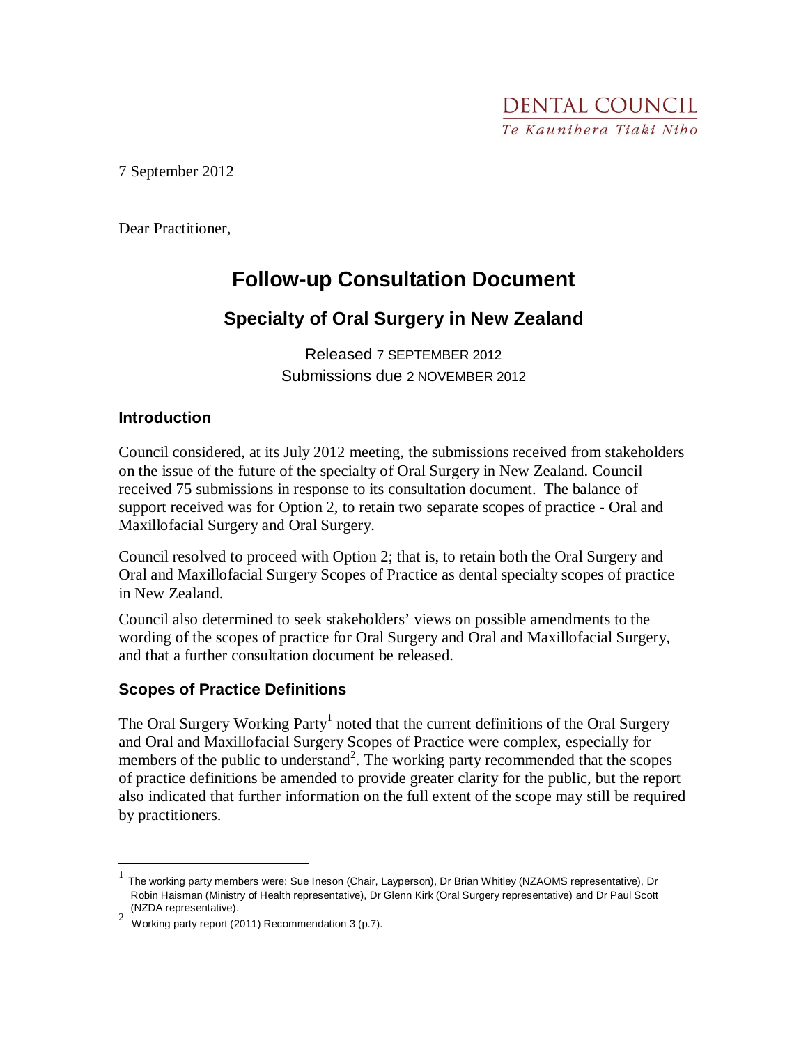DENTAL COUNCIL
*Te Kaunihera Tiaki Niho*

7 September 2012

Dear Practitioner,

# Follow-up Consultation Document

## Specialty of Oral Surgery in New Zealand

Released 7 SEPTEMBER 2012
Submissions due 2 NOVEMBER 2012

### Introduction

Council considered, at its July 2012 meeting, the submissions received from stakeholders on the issue of the future of the specialty of Oral Surgery in New Zealand. Council received 75 submissions in response to its consultation document. The balance of support received was for Option 2, to retain two separate scopes of practice - Oral and Maxillofacial Surgery and Oral Surgery.

Council resolved to proceed with Option 2; that is, to retain both the Oral Surgery and Oral and Maxillofacial Surgery Scopes of Practice as dental specialty scopes of practice in New Zealand.

Council also determined to seek stakeholders' views on possible amendments to the wording of the scopes of practice for Oral Surgery and Oral and Maxillofacial Surgery, and that a further consultation document be released.

### Scopes of Practice Definitions

The Oral Surgery Working Party[1] noted that the current definitions of the Oral Surgery and Oral and Maxillofacial Surgery Scopes of Practice were complex, especially for members of the public to understand[2]. The working party recommended that the scopes of practice definitions be amended to provide greater clarity for the public, but the report also indicated that further information on the full extent of the scope may still be required by practitioners.

---

[1] The working party members were: Sue Ineson (Chair, Layperson), Dr Brian Whitley (NZAOMS representative), Dr Robin Haisman (Ministry of Health representative), Dr Glenn Kirk (Oral Surgery representative) and Dr Paul Scott (NZDA representative).

[2] Working party report (2011) Recommendation 3 (p.7).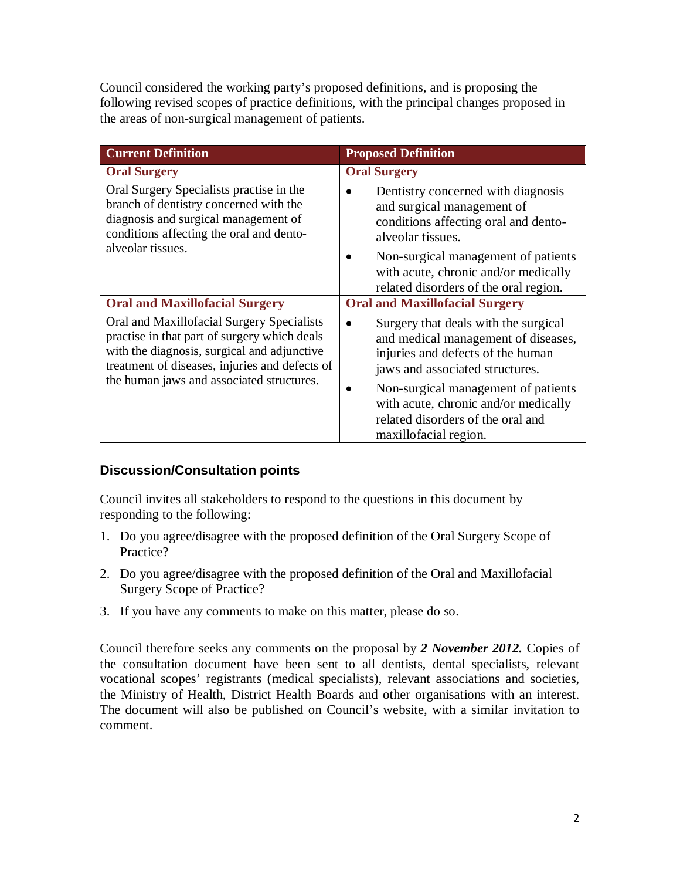Council considered the working party's proposed definitions, and is proposing the following revised scopes of practice definitions, with the principal changes proposed in the areas of non-surgical management of patients.

| Current Definition | Proposed Definition |
|---|---|
| **Oral Surgery**<br>Oral Surgery Specialists practise in the branch of dentistry concerned with the diagnosis and surgical management of conditions affecting the oral and dento-alveolar tissues. | **Oral Surgery**<br>• Dentistry concerned with diagnosis and surgical management of conditions affecting oral and dento-alveolar tissues.<br>• Non-surgical management of patients with acute, chronic and/or medically related disorders of the oral region. |
| **Oral and Maxillofacial Surgery**<br>Oral and Maxillofacial Surgery Specialists practise in that part of surgery which deals with the diagnosis, surgical and adjunctive treatment of diseases, injuries and defects of the human jaws and associated structures. | **Oral and Maxillofacial Surgery**<br>• Surgery that deals with the surgical and medical management of diseases, injuries and defects of the human jaws and associated structures.<br>• Non-surgical management of patients with acute, chronic and/or medically related disorders of the oral and maxillofacial region. |

## Discussion/Consultation points

Council invites all stakeholders to respond to the questions in this document by responding to the following:

1. Do you agree/disagree with the proposed definition of the Oral Surgery Scope of Practice?
2. Do you agree/disagree with the proposed definition of the Oral and Maxillofacial Surgery Scope of Practice?
3. If you have any comments to make on this matter, please do so.

Council therefore seeks any comments on the proposal by ***2 November 2012.*** Copies of the consultation document have been sent to all dentists, dental specialists, relevant vocational scopes' registrants (medical specialists), relevant associations and societies, the Ministry of Health, District Health Boards and other organisations with an interest. The document will also be published on Council's website, with a similar invitation to comment.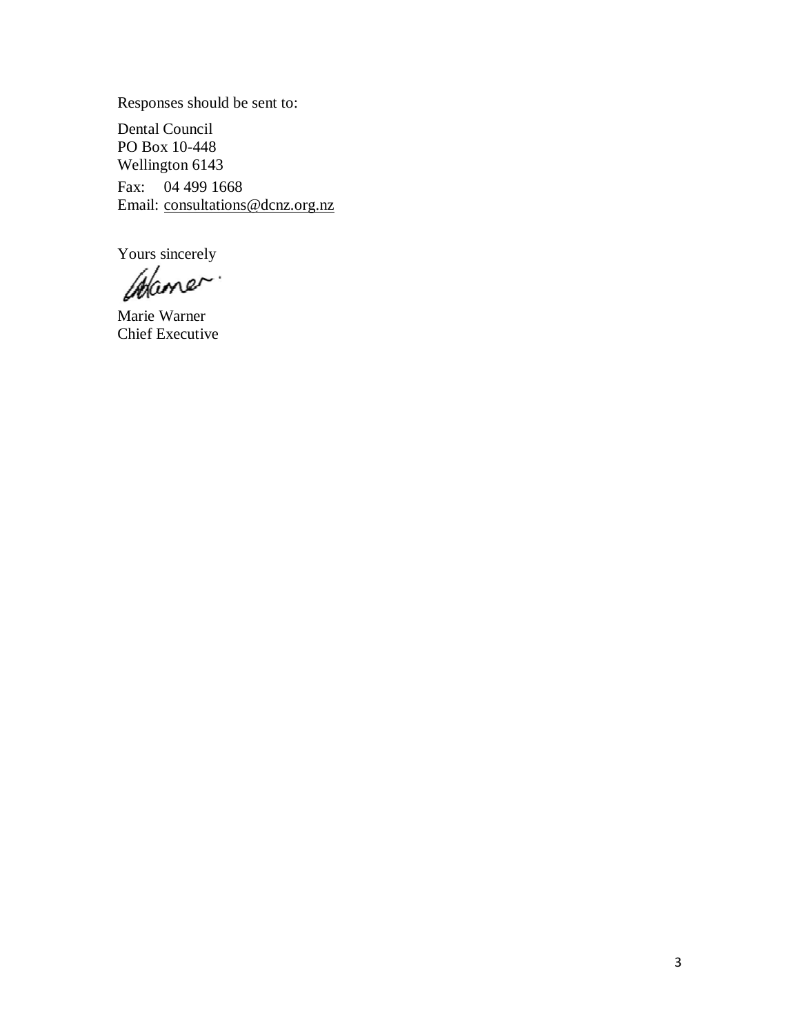Responses should be sent to:

Dental Council  
PO Box 10-448  
Wellington 6143

Fax: 04 499 1668  
Email: consultations@dcnz.org.nz

Yours sincerely

Marie Warner  
Chief Executive